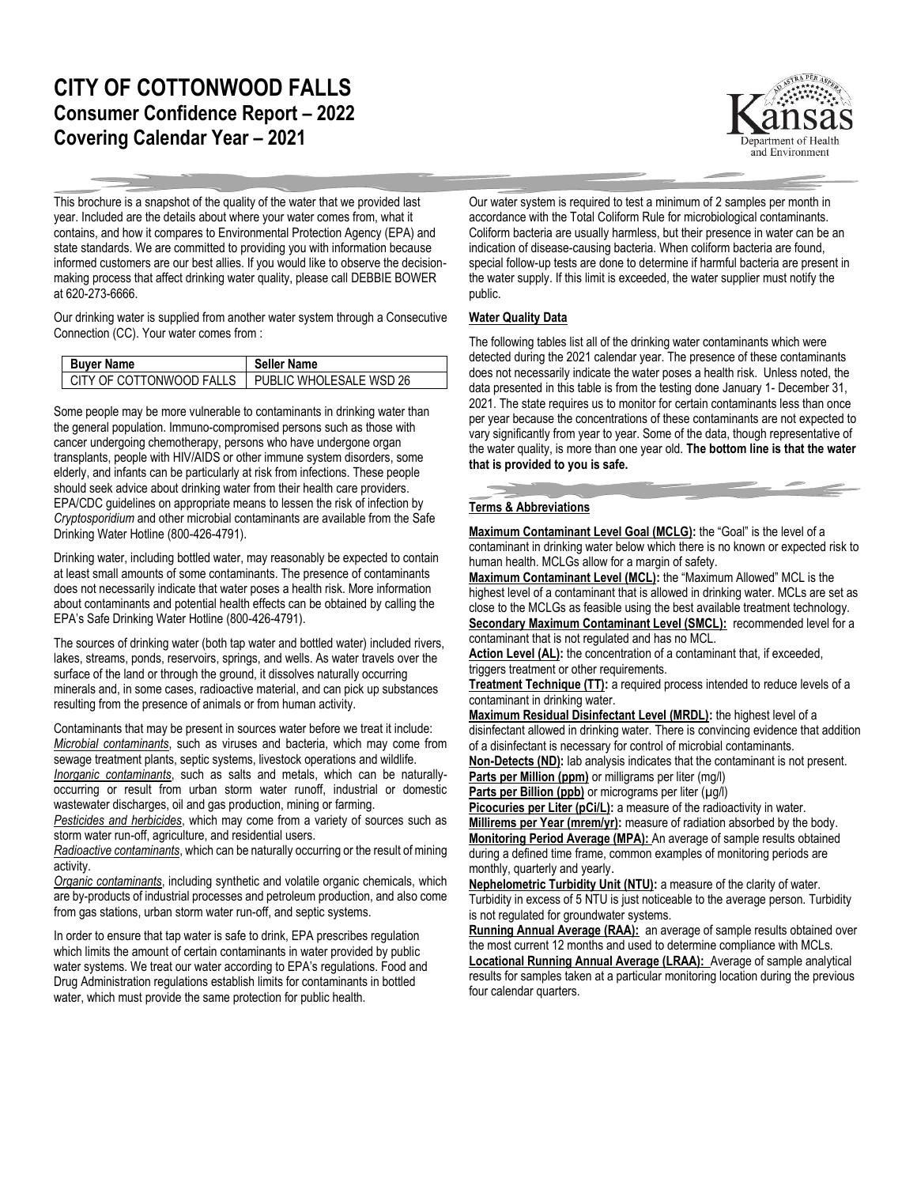# CITY OF COTTONWOOD FALLS

## Consumer Confidence Report – 2022

## Covering Calendar Year – 2021

This brochure is a snapshot of the quality of the water that we provided last year. Included are the details about where your water comes from, what it contains, and how it compares to Environmental Protection Agency (EPA) and state standards. We are committed to providing you with information because informed customers are our best allies. If you would like to observe the decision-making process that affect drinking water quality, please call DEBBIE BOWER at 620-273-6666.

Our drinking water is supplied from another water system through a Consecutive Connection (CC). Your water comes from :

| Buyer Name | Seller Name |
|---|---|
| CITY OF COTTONWOOD FALLS | PUBLIC WHOLESALE WSD 26 |

Some people may be more vulnerable to contaminants in drinking water than the general population. Immuno-compromised persons such as those with cancer undergoing chemotherapy, persons who have undergone organ transplants, people with HIV/AIDS or other immune system disorders, some elderly, and infants can be particularly at risk from infections. These people should seek advice about drinking water from their health care providers. EPA/CDC guidelines on appropriate means to lessen the risk of infection by *Cryptosporidium* and other microbial contaminants are available from the Safe Drinking Water Hotline (800-426-4791).

Drinking water, including bottled water, may reasonably be expected to contain at least small amounts of some contaminants. The presence of contaminants does not necessarily indicate that water poses a health risk. More information about contaminants and potential health effects can be obtained by calling the EPA's Safe Drinking Water Hotline (800-426-4791).

The sources of drinking water (both tap water and bottled water) included rivers, lakes, streams, ponds, reservoirs, springs, and wells. As water travels over the surface of the land or through the ground, it dissolves naturally occurring minerals and, in some cases, radioactive material, and can pick up substances resulting from the presence of animals or from human activity.

Contaminants that may be present in sources water before we treat it include:
*Microbial contaminants*, such as viruses and bacteria, which may come from sewage treatment plants, septic systems, livestock operations and wildlife.
*Inorganic contaminants*, such as salts and metals, which can be naturally-occurring or result from urban storm water runoff, industrial or domestic wastewater discharges, oil and gas production, mining or farming.
*Pesticides and herbicides*, which may come from a variety of sources such as storm water run-off, agriculture, and residential users.
*Radioactive contaminants*, which can be naturally occurring or the result of mining activity.
*Organic contaminants*, including synthetic and volatile organic chemicals, which are by-products of industrial processes and petroleum production, and also come from gas stations, urban storm water run-off, and septic systems.

In order to ensure that tap water is safe to drink, EPA prescribes regulation which limits the amount of certain contaminants in water provided by public water systems. We treat our water according to EPA's regulations. Food and Drug Administration regulations establish limits for contaminants in bottled water, which must provide the same protection for public health.

Our water system is required to test a minimum of 2 samples per month in accordance with the Total Coliform Rule for microbiological contaminants. Coliform bacteria are usually harmless, but their presence in water can be an indication of disease-causing bacteria. When coliform bacteria are found, special follow-up tests are done to determine if harmful bacteria are present in the water supply. If this limit is exceeded, the water supplier must notify the public.

### Water Quality Data

The following tables list all of the drinking water contaminants which were detected during the 2021 calendar year. The presence of these contaminants does not necessarily indicate the water poses a health risk. Unless noted, the data presented in this table is from the testing done January 1- December 31, 2021. The state requires us to monitor for certain contaminants less than once per year because the concentrations of these contaminants are not expected to vary significantly from year to year. Some of the data, though representative of the water quality, is more than one year old. **The bottom line is that the water that is provided to you is safe.**

### Terms & Abbreviations

**Maximum Contaminant Level Goal (MCLG):** the "Goal" is the level of a contaminant in drinking water below which there is no known or expected risk to human health. MCLGs allow for a margin of safety.
**Maximum Contaminant Level (MCL):** the "Maximum Allowed" MCL is the highest level of a contaminant that is allowed in drinking water. MCLs are set as close to the MCLGs as feasible using the best available treatment technology.
**Secondary Maximum Contaminant Level (SMCL):** recommended level for a contaminant that is not regulated and has no MCL.
**Action Level (AL):** the concentration of a contaminant that, if exceeded, triggers treatment or other requirements.
**Treatment Technique (TT):** a required process intended to reduce levels of a contaminant in drinking water.
**Maximum Residual Disinfectant Level (MRDL):** the highest level of a disinfectant allowed in drinking water. There is convincing evidence that addition of a disinfectant is necessary for control of microbial contaminants.
**Non-Detects (ND):** lab analysis indicates that the contaminant is not present.
**Parts per Million (ppm)** or milligrams per liter (mg/l)
**Parts per Billion (ppb)** or micrograms per liter (µg/l)
**Picocuries per Liter (pCi/L):** a measure of the radioactivity in water.
**Millirems per Year (mrem/yr):** measure of radiation absorbed by the body.
**Monitoring Period Average (MPA):** An average of sample results obtained during a defined time frame, common examples of monitoring periods are monthly, quarterly and yearly.
**Nephelometric Turbidity Unit (NTU):** a measure of the clarity of water. Turbidity in excess of 5 NTU is just noticeable to the average person. Turbidity is not regulated for groundwater systems.
**Running Annual Average (RAA):** an average of sample results obtained over the most current 12 months and used to determine compliance with MCLs.
**Locational Running Annual Average (LRAA):** Average of sample analytical results for samples taken at a particular monitoring location during the previous four calendar quarters.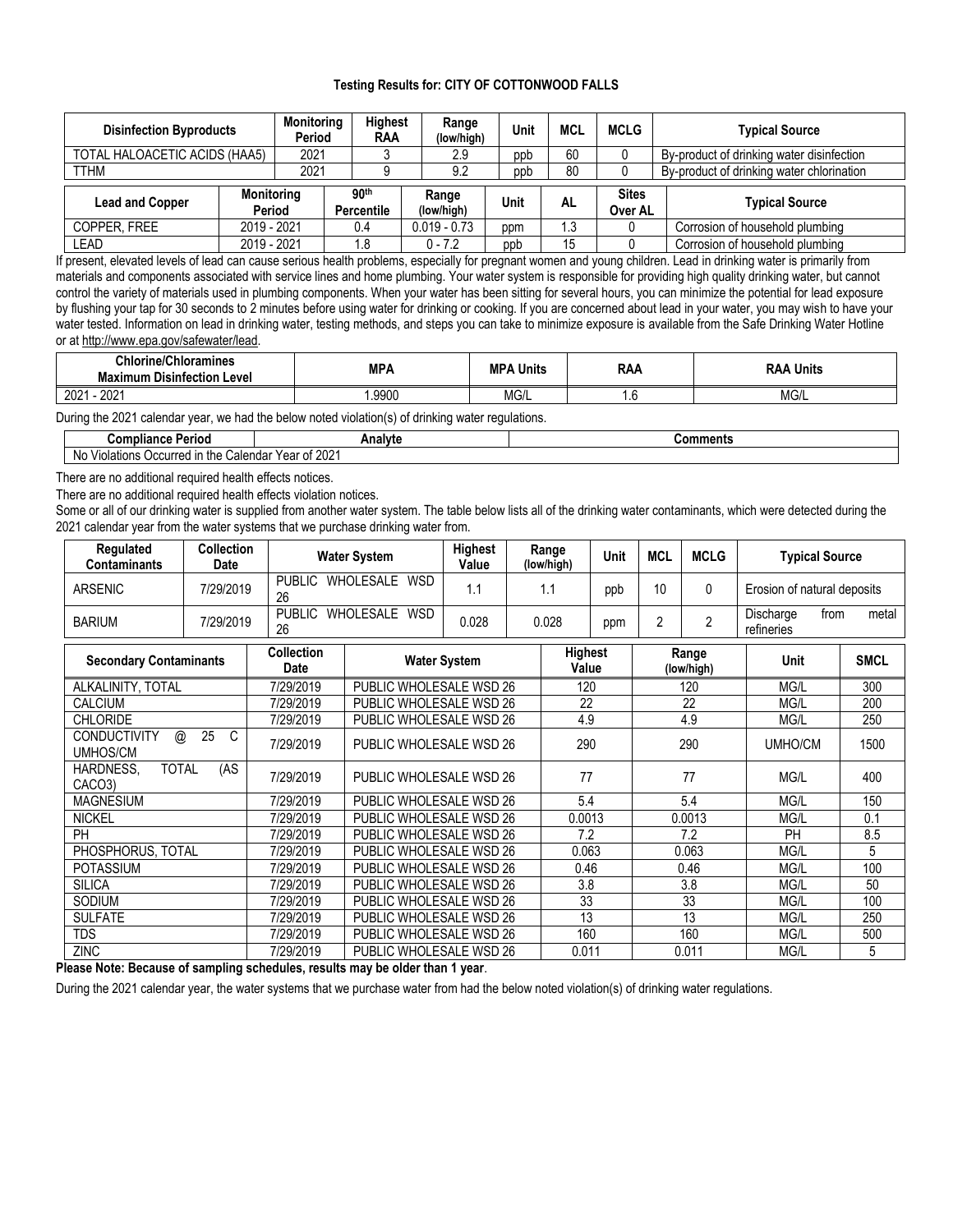**Testing Results for: CITY OF COTTONWOOD FALLS**

| Disinfection Byproducts | Monitoring Period | Highest RAA | Range (low/high) | Unit | MCL | MCLG | Typical Source |
|---|---|---|---|---|---|---|---|
| TOTAL HALOACETIC ACIDS (HAA5) | 2021 | 3 | 2.9 | ppb | 60 | 0 | By-product of drinking water disinfection |
| TTHM | 2021 | 9 | 9.2 | ppb | 80 | 0 | By-product of drinking water chlorination |

| Lead and Copper | Monitoring Period | 90th Percentile | Range (low/high) | Unit | AL | Sites Over AL | Typical Source |
|---|---|---|---|---|---|---|---|
| COPPER, FREE | 2019 - 2021 | 0.4 | 0.019 - 0.73 | ppm | 1.3 | 0 | Corrosion of household plumbing |
| LEAD | 2019 - 2021 | 1.8 | 0 - 7.2 | ppb | 15 | 0 | Corrosion of household plumbing |

If present, elevated levels of lead can cause serious health problems, especially for pregnant women and young children. Lead in drinking water is primarily from materials and components associated with service lines and home plumbing. Your water system is responsible for providing high quality drinking water, but cannot control the variety of materials used in plumbing components. When your water has been sitting for several hours, you can minimize the potential for lead exposure by flushing your tap for 30 seconds to 2 minutes before using water for drinking or cooking. If you are concerned about lead in your water, you may wish to have your water tested. Information on lead in drinking water, testing methods, and steps you can take to minimize exposure is available from the Safe Drinking Water Hotline or at http://www.epa.gov/safewater/lead.

| Chlorine/Chloramines Maximum Disinfection Level | MPA | MPA Units | RAA | RAA Units |
|---|---|---|---|---|
| 2021 - 2021 | 1.9900 | MG/L | 1.6 | MG/L |

During the 2021 calendar year, we had the below noted violation(s) of drinking water regulations.

| Compliance Period | Analyte | Comments |
|---|---|---|
| No Violations Occurred in the Calendar Year of 2021 | | |

There are no additional required health effects notices.

There are no additional required health effects violation notices.

Some or all of our drinking water is supplied from another water system. The table below lists all of the drinking water contaminants, which were detected during the 2021 calendar year from the water systems that we purchase drinking water from.

| Regulated Contaminants | Collection Date | Water System | Highest Value | Range (low/high) | Unit | MCL | MCLG | Typical Source |
|---|---|---|---|---|---|---|---|---|
| ARSENIC | 7/29/2019 | PUBLIC WHOLESALE WSD 26 | 1.1 | 1.1 | ppb | 10 | 0 | Erosion of natural deposits |
| BARIUM | 7/29/2019 | PUBLIC WHOLESALE WSD 26 | 0.028 | 0.028 | ppm | 2 | 2 | Discharge from metal refineries |

| Secondary Contaminants | Collection Date | Water System | Highest Value | Range (low/high) | Unit | SMCL |
|---|---|---|---|---|---|---|
| ALKALINITY, TOTAL | 7/29/2019 | PUBLIC WHOLESALE WSD 26 | 120 | 120 | MG/L | 300 |
| CALCIUM | 7/29/2019 | PUBLIC WHOLESALE WSD 26 | 22 | 22 | MG/L | 200 |
| CHLORIDE | 7/29/2019 | PUBLIC WHOLESALE WSD 26 | 4.9 | 4.9 | MG/L | 250 |
| CONDUCTIVITY @ 25 C UMHOS/CM | 7/29/2019 | PUBLIC WHOLESALE WSD 26 | 290 | 290 | UMHO/CM | 1500 |
| HARDNESS, TOTAL (AS CACO3) | 7/29/2019 | PUBLIC WHOLESALE WSD 26 | 77 | 77 | MG/L | 400 |
| MAGNESIUM | 7/29/2019 | PUBLIC WHOLESALE WSD 26 | 5.4 | 5.4 | MG/L | 150 |
| NICKEL | 7/29/2019 | PUBLIC WHOLESALE WSD 26 | 0.0013 | 0.0013 | MG/L | 0.1 |
| PH | 7/29/2019 | PUBLIC WHOLESALE WSD 26 | 7.2 | 7.2 | PH | 8.5 |
| PHOSPHORUS, TOTAL | 7/29/2019 | PUBLIC WHOLESALE WSD 26 | 0.063 | 0.063 | MG/L | 5 |
| POTASSIUM | 7/29/2019 | PUBLIC WHOLESALE WSD 26 | 0.46 | 0.46 | MG/L | 100 |
| SILICA | 7/29/2019 | PUBLIC WHOLESALE WSD 26 | 3.8 | 3.8 | MG/L | 50 |
| SODIUM | 7/29/2019 | PUBLIC WHOLESALE WSD 26 | 33 | 33 | MG/L | 100 |
| SULFATE | 7/29/2019 | PUBLIC WHOLESALE WSD 26 | 13 | 13 | MG/L | 250 |
| TDS | 7/29/2019 | PUBLIC WHOLESALE WSD 26 | 160 | 160 | MG/L | 500 |
| ZINC | 7/29/2019 | PUBLIC WHOLESALE WSD 26 | 0.011 | 0.011 | MG/L | 5 |

**Please Note: Because of sampling schedules, results may be older than 1 year**.

During the 2021 calendar year, the water systems that we purchase water from had the below noted violation(s) of drinking water regulations.